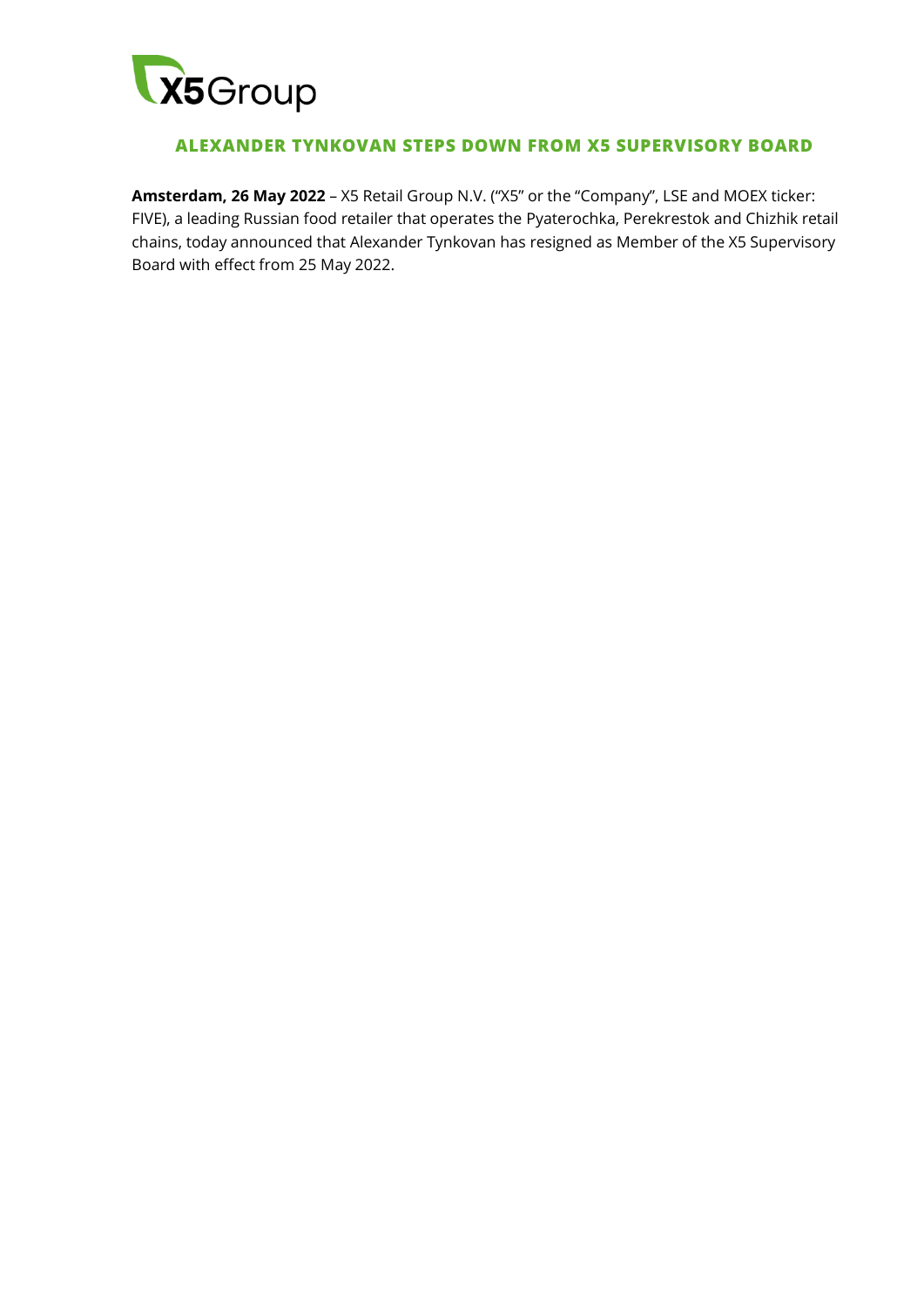# ALEXANDER TYNKOVAN STEPS DOWN FROM X5 SUPERVISORY BOARD

**Amsterdam, 26 May 2022** – X5 Retail Group N.V. ("X5" or the "Company", LSE and MOEX ticker: FIVE), a leading Russian food retailer that operates the Pyaterochka, Perekrestok and Chizhik retail chains, today announced that Alexander Tynkovan has resigned as Member of the X5 Supervisory Board with effect from 25 May 2022.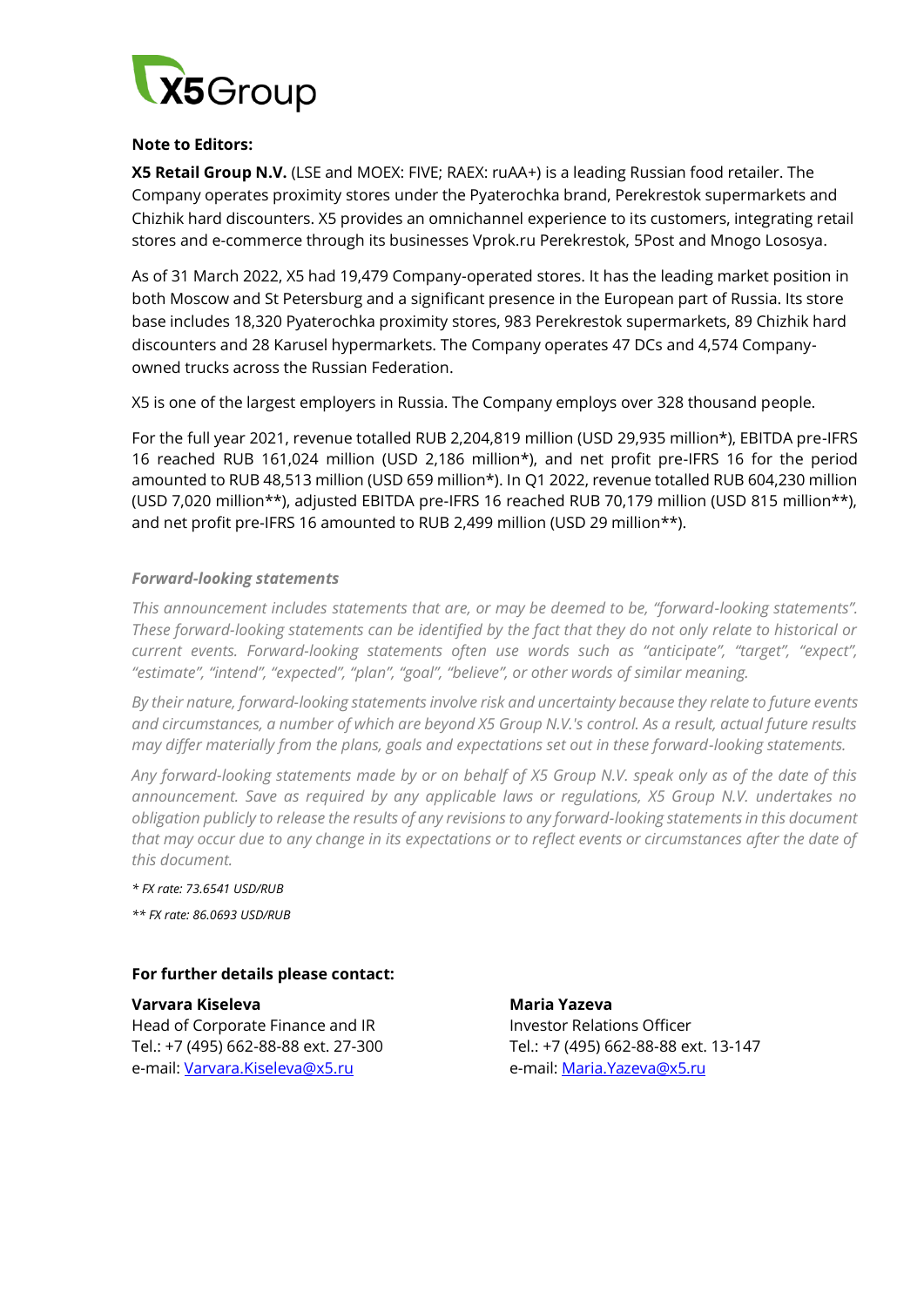**Note to Editors:**

**X5 Retail Group N.V.** (LSE and MOEX: FIVE; RAEX: ruAA+) is a leading Russian food retailer. The Company operates proximity stores under the Pyaterochka brand, Perekrestok supermarkets and Chizhik hard discounters. X5 provides an omnichannel experience to its customers, integrating retail stores and e-commerce through its businesses Vprok.ru Perekrestok, 5Post and Mnogo Lososya.

As of 31 March 2022, X5 had 19,479 Company-operated stores. It has the leading market position in both Moscow and St Petersburg and a significant presence in the European part of Russia. Its store base includes 18,320 Pyaterochka proximity stores, 983 Perekrestok supermarkets, 89 Chizhik hard discounters and 28 Karusel hypermarkets. The Company operates 47 DCs and 4,574 Company-owned trucks across the Russian Federation.

X5 is one of the largest employers in Russia. The Company employs over 328 thousand people.

For the full year 2021, revenue totalled RUB 2,204,819 million (USD 29,935 million*), EBITDA pre-IFRS 16 reached RUB 161,024 million (USD 2,186 million*), and net profit pre-IFRS 16 for the period amounted to RUB 48,513 million (USD 659 million*). In Q1 2022, revenue totalled RUB 604,230 million (USD 7,020 million**), adjusted EBITDA pre-IFRS 16 reached RUB 70,179 million (USD 815 million**), and net profit pre-IFRS 16 amounted to RUB 2,499 million (USD 29 million**).

***Forward-looking statements***

*This announcement includes statements that are, or may be deemed to be, "forward-looking statements". These forward-looking statements can be identified by the fact that they do not only relate to historical or current events. Forward-looking statements often use words such as "anticipate", "target", "expect", "estimate", "intend", "expected", "plan", "goal", "believe", or other words of similar meaning.*

*By their nature, forward-looking statements involve risk and uncertainty because they relate to future events and circumstances, a number of which are beyond X5 Group N.V.'s control. As a result, actual future results may differ materially from the plans, goals and expectations set out in these forward-looking statements.*

*Any forward-looking statements made by or on behalf of X5 Group N.V. speak only as of the date of this announcement. Save as required by any applicable laws or regulations, X5 Group N.V. undertakes no obligation publicly to release the results of any revisions to any forward-looking statements in this document that may occur due to any change in its expectations or to reflect events or circumstances after the date of this document.*

*\* FX rate: 73.6541 USD/RUB*

*\*\* FX rate: 86.0693 USD/RUB*

**For further details please contact:**

**Varvara Kiseleva**
Head of Corporate Finance and IR
Tel.: +7 (495) 662-88-88 ext. 27-300
e-mail: Varvara.Kiseleva@x5.ru

**Maria Yazeva**
Investor Relations Officer
Tel.: +7 (495) 662-88-88 ext. 13-147
e-mail: Maria.Yazeva@x5.ru